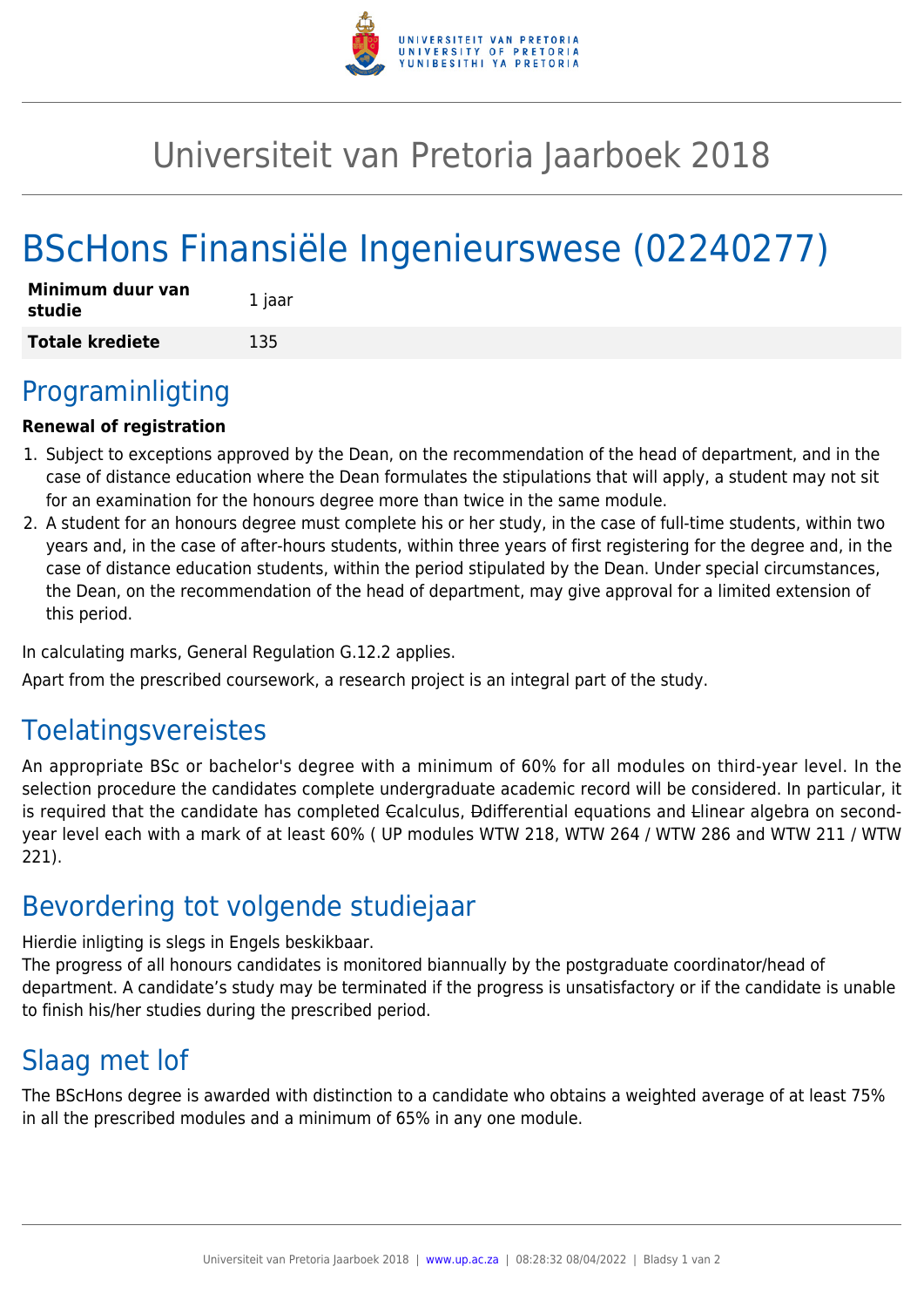# Universiteit van Pretoria Jaarboek 2018

# BScHons Finansiële Ingenieurswese (02240277)

| **Minimum duur van studie** | 1 jaar |
|---|---|
| **Totale krediete** | 135 |

## Programinligting

**Renewal of registration**

1. Subject to exceptions approved by the Dean, on the recommendation of the head of department, and in the case of distance education where the Dean formulates the stipulations that will apply, a student may not sit for an examination for the honours degree more than twice in the same module.
2. A student for an honours degree must complete his or her study, in the case of full-time students, within two years and, in the case of after-hours students, within three years of first registering for the degree and, in the case of distance education students, within the period stipulated by the Dean. Under special circumstances, the Dean, on the recommendation of the head of department, may give approval for a limited extension of this period.

In calculating marks, General Regulation G.12.2 applies.

Apart from the prescribed coursework, a research project is an integral part of the study.

## Toelatingsvereistes

An appropriate BSc or bachelor's degree with a minimum of 60% for all modules on third-year level. In the selection procedure the candidates complete undergraduate academic record will be considered. In particular, it is required that the candidate has completed ~~C~~calculus, ~~D~~differential equations and ~~L~~linear algebra on second-year level each with a mark of at least 60% ( UP modules WTW 218, WTW 264 / WTW 286 and WTW 211 / WTW 221).

## Bevordering tot volgende studiejaar

Hierdie inligting is slegs in Engels beskikbaar.
The progress of all honours candidates is monitored biannually by the postgraduate coordinator/head of department. A candidate's study may be terminated if the progress is unsatisfactory or if the candidate is unable to finish his/her studies during the prescribed period.

## Slaag met lof

The BScHons degree is awarded with distinction to a candidate who obtains a weighted average of at least 75% in all the prescribed modules and a minimum of 65% in any one module.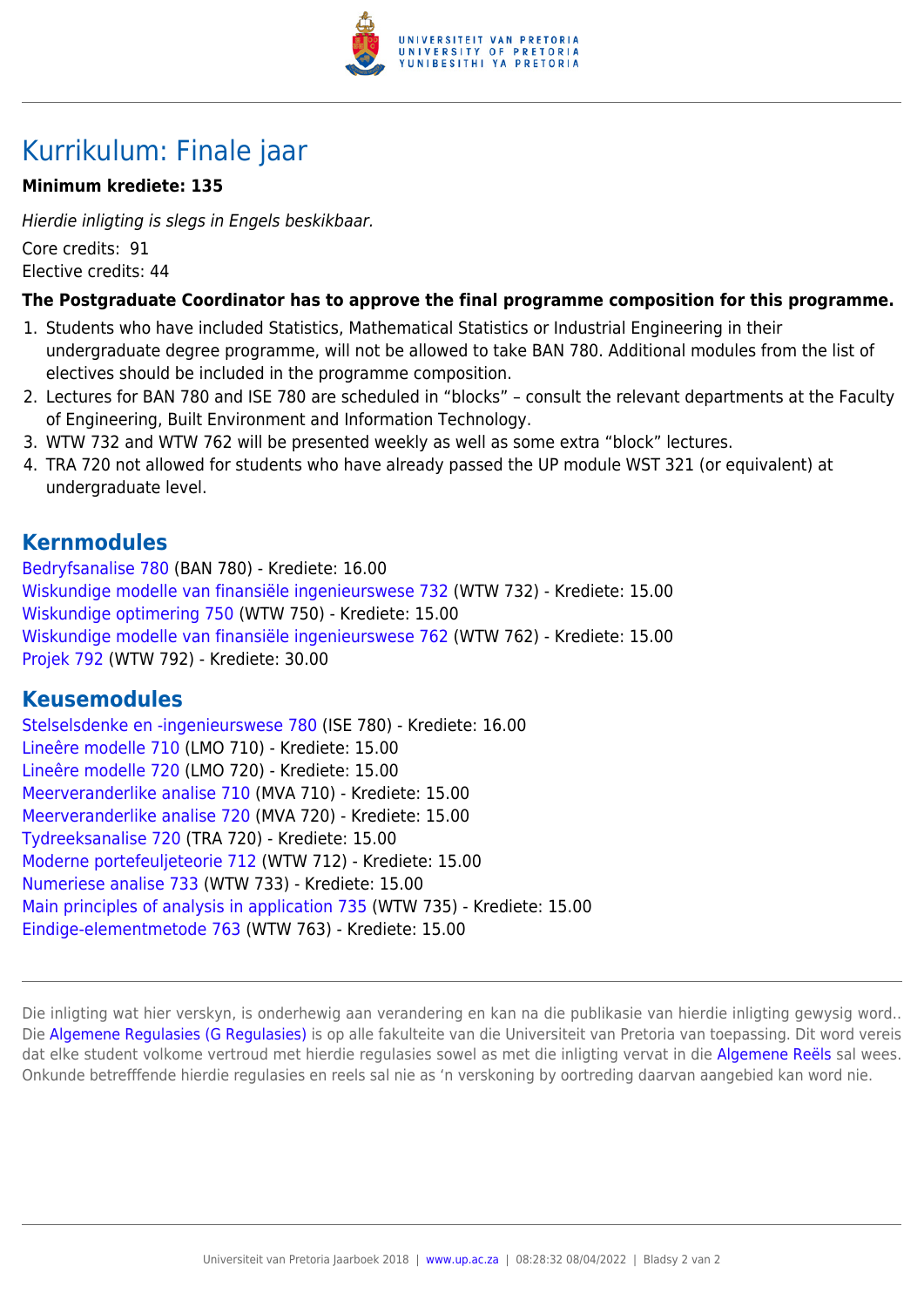# Kurrikulum: Finale jaar

**Minimum krediete: 135**

*Hierdie inligting is slegs in Engels beskikbaar.*

Core credits: 91
Elective credits: 44

**The Postgraduate Coordinator has to approve the final programme composition for this programme.**

1. Students who have included Statistics, Mathematical Statistics or Industrial Engineering in their undergraduate degree programme, will not be allowed to take BAN 780. Additional modules from the list of electives should be included in the programme composition.
2. Lectures for BAN 780 and ISE 780 are scheduled in "blocks" – consult the relevant departments at the Faculty of Engineering, Built Environment and Information Technology.
3. WTW 732 and WTW 762 will be presented weekly as well as some extra "block" lectures.
4. TRA 720 not allowed for students who have already passed the UP module WST 321 (or equivalent) at undergraduate level.

## Kernmodules

Bedryfsanalise 780 (BAN 780) - Krediete: 16.00
Wiskundige modelle van finansiële ingenieurswese 732 (WTW 732) - Krediete: 15.00
Wiskundige optimering 750 (WTW 750) - Krediete: 15.00
Wiskundige modelle van finansiële ingenieurswese 762 (WTW 762) - Krediete: 15.00
Projek 792 (WTW 792) - Krediete: 30.00

## Keusemodules

Stelselsdenke en -ingenieurswese 780 (ISE 780) - Krediete: 16.00
Lineêre modelle 710 (LMO 710) - Krediete: 15.00
Lineêre modelle 720 (LMO 720) - Krediete: 15.00
Meerveranderlike analise 710 (MVA 710) - Krediete: 15.00
Meerveranderlike analise 720 (MVA 720) - Krediete: 15.00
Tydreeksanalise 720 (TRA 720) - Krediete: 15.00
Moderne portefeuljeteorie 712 (WTW 712) - Krediete: 15.00
Numeriese analise 733 (WTW 733) - Krediete: 15.00
Main principles of analysis in application 735 (WTW 735) - Krediete: 15.00
Eindige-elementmetode 763 (WTW 763) - Krediete: 15.00

Die inligting wat hier verskyn, is onderhewig aan verandering en kan na die publikasie van hierdie inligting gewysig word.. Die Algemene Regulasies (G Regulasies) is op alle fakulteite van die Universiteit van Pretoria van toepassing. Dit word vereis dat elke student volkome vertroud met hierdie regulasies sowel as met die inligting vervat in die Algemene Reëls sal wees. Onkunde betrefffende hierdie regulasies en reels sal nie as 'n verskoning by oortreding daarvan aangebied kan word nie.